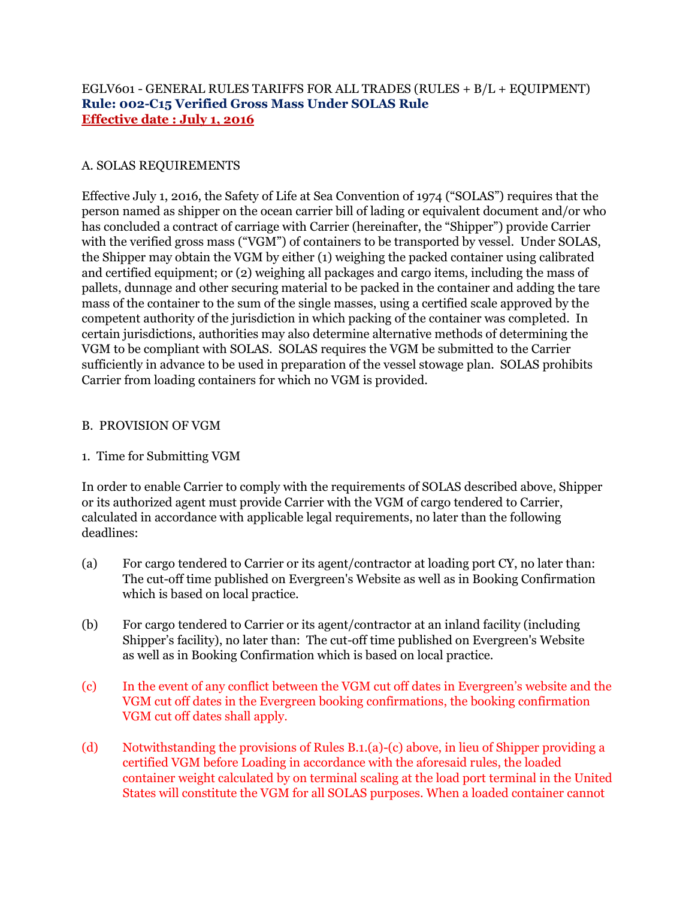EGLV601 - GENERAL RULES TARIFFS FOR ALL TRADES (RULES + B/L + EQUIPMENT)

**Rule: 002-C15 Verified Gross Mass Under SOLAS Rule**

**Effective date : July 1, 2016**

A. SOLAS REQUIREMENTS

Effective July 1, 2016, the Safety of Life at Sea Convention of 1974 ("SOLAS") requires that the person named as shipper on the ocean carrier bill of lading or equivalent document and/or who has concluded a contract of carriage with Carrier (hereinafter, the "Shipper") provide Carrier with the verified gross mass ("VGM") of containers to be transported by vessel. Under SOLAS, the Shipper may obtain the VGM by either (1) weighing the packed container using calibrated and certified equipment; or (2) weighing all packages and cargo items, including the mass of pallets, dunnage and other securing material to be packed in the container and adding the tare mass of the container to the sum of the single masses, using a certified scale approved by the competent authority of the jurisdiction in which packing of the container was completed. In certain jurisdictions, authorities may also determine alternative methods of determining the VGM to be compliant with SOLAS. SOLAS requires the VGM be submitted to the Carrier sufficiently in advance to be used in preparation of the vessel stowage plan. SOLAS prohibits Carrier from loading containers for which no VGM is provided.

B. PROVISION OF VGM

1. Time for Submitting VGM

In order to enable Carrier to comply with the requirements of SOLAS described above, Shipper or its authorized agent must provide Carrier with the VGM of cargo tendered to Carrier, calculated in accordance with applicable legal requirements, no later than the following deadlines:

(a) For cargo tendered to Carrier or its agent/contractor at loading port CY, no later than: The cut-off time published on Evergreen's Website as well as in Booking Confirmation which is based on local practice.

(b) For cargo tendered to Carrier or its agent/contractor at an inland facility (including Shipper's facility), no later than: The cut-off time published on Evergreen's Website as well as in Booking Confirmation which is based on local practice.

(c) In the event of any conflict between the VGM cut off dates in Evergreen's website and the VGM cut off dates in the Evergreen booking confirmations, the booking confirmation VGM cut off dates shall apply.

(d) Notwithstanding the provisions of Rules B.1.(a)-(c) above, in lieu of Shipper providing a certified VGM before Loading in accordance with the aforesaid rules, the loaded container weight calculated by on terminal scaling at the load port terminal in the United States will constitute the VGM for all SOLAS purposes. When a loaded container cannot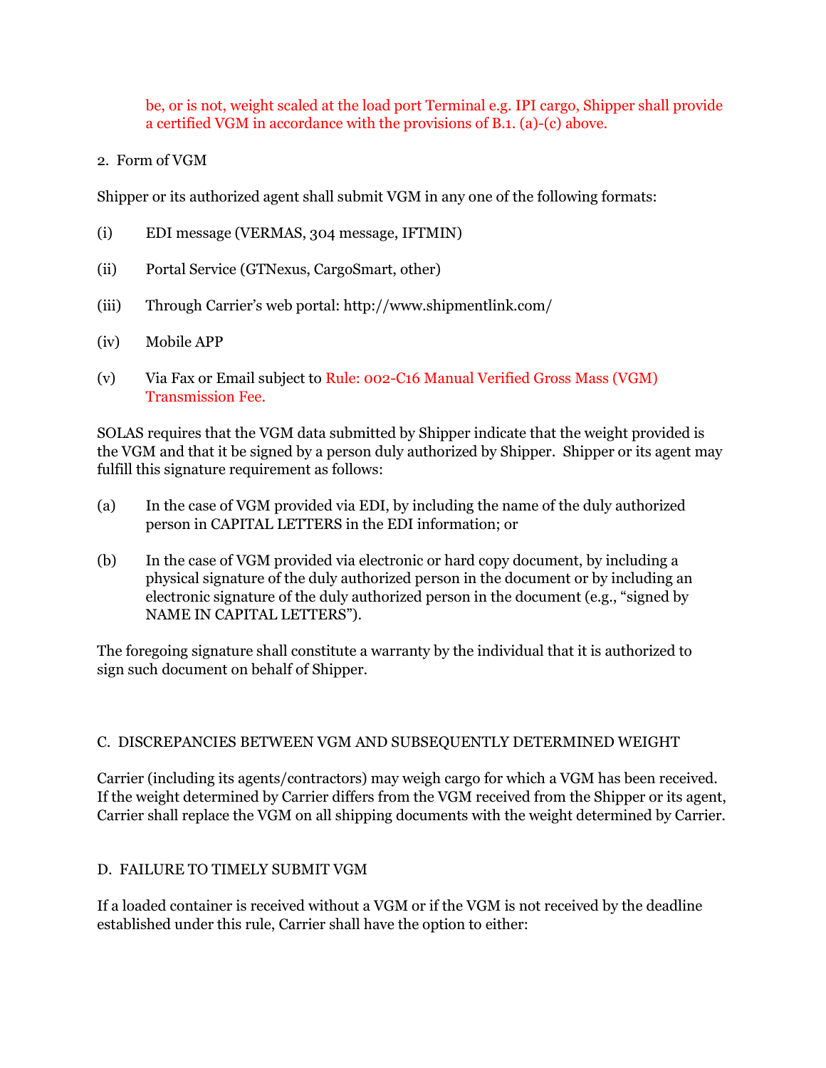be, or is not, weight scaled at the load port Terminal e.g. IPI cargo, Shipper shall provide a certified VGM in accordance with the provisions of B.1. (a)-(c) above.

2. Form of VGM

Shipper or its authorized agent shall submit VGM in any one of the following formats:

(i) EDI message (VERMAS, 304 message, IFTMIN)

(ii) Portal Service (GTNexus, CargoSmart, other)

(iii) Through Carrier's web portal: http://www.shipmentlink.com/

(iv) Mobile APP

(v) Via Fax or Email subject to Rule: 002-C16 Manual Verified Gross Mass (VGM) Transmission Fee.

SOLAS requires that the VGM data submitted by Shipper indicate that the weight provided is the VGM and that it be signed by a person duly authorized by Shipper. Shipper or its agent may fulfill this signature requirement as follows:

(a) In the case of VGM provided via EDI, by including the name of the duly authorized person in CAPITAL LETTERS in the EDI information; or

(b) In the case of VGM provided via electronic or hard copy document, by including a physical signature of the duly authorized person in the document or by including an electronic signature of the duly authorized person in the document (e.g., "signed by NAME IN CAPITAL LETTERS").

The foregoing signature shall constitute a warranty by the individual that it is authorized to sign such document on behalf of Shipper.

C. DISCREPANCIES BETWEEN VGM AND SUBSEQUENTLY DETERMINED WEIGHT

Carrier (including its agents/contractors) may weigh cargo for which a VGM has been received. If the weight determined by Carrier differs from the VGM received from the Shipper or its agent, Carrier shall replace the VGM on all shipping documents with the weight determined by Carrier.

D. FAILURE TO TIMELY SUBMIT VGM

If a loaded container is received without a VGM or if the VGM is not received by the deadline established under this rule, Carrier shall have the option to either: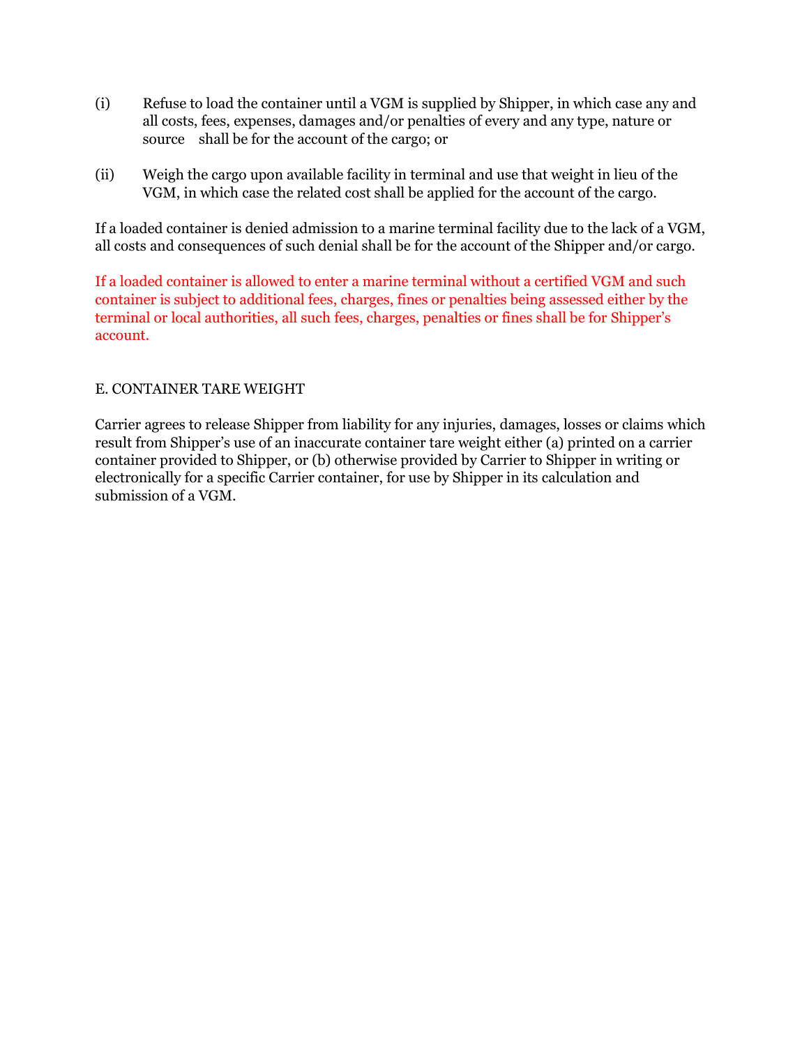(i) Refuse to load the container until a VGM is supplied by Shipper, in which case any and all costs, fees, expenses, damages and/or penalties of every and any type, nature or source shall be for the account of the cargo; or

(ii) Weigh the cargo upon available facility in terminal and use that weight in lieu of the VGM, in which case the related cost shall be applied for the account of the cargo.

If a loaded container is denied admission to a marine terminal facility due to the lack of a VGM, all costs and consequences of such denial shall be for the account of the Shipper and/or cargo.

If a loaded container is allowed to enter a marine terminal without a certified VGM and such container is subject to additional fees, charges, fines or penalties being assessed either by the terminal or local authorities, all such fees, charges, penalties or fines shall be for Shipper's account.

E. CONTAINER TARE WEIGHT

Carrier agrees to release Shipper from liability for any injuries, damages, losses or claims which result from Shipper's use of an inaccurate container tare weight either (a) printed on a carrier container provided to Shipper, or (b) otherwise provided by Carrier to Shipper in writing or electronically for a specific Carrier container, for use by Shipper in its calculation and submission of a VGM.